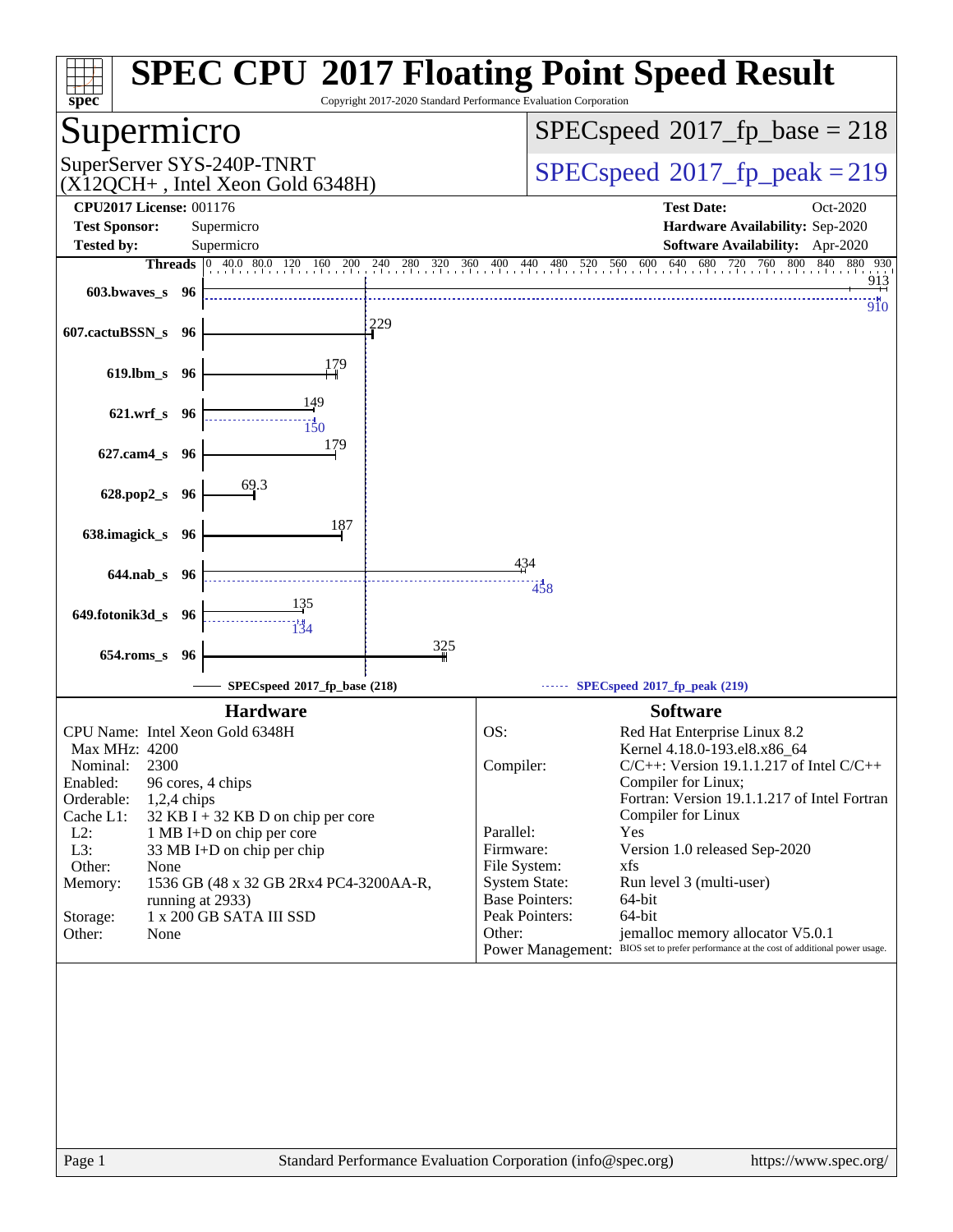# SPEC CPU 2017 Floating Point Speed Result

Copyright 2017-2020 Standard Performance Evaluation Corporation

## Supermicro

SuperServer SYS-240P-TNRT (X12QCH+ , Intel Xeon Gold 6348H)

**SPECspeed 2017_fp_base = 218**

**SPECspeed 2017_fp_peak = 219**

| | | | |
|---|---|---|---|
| **CPU2017 License:** | 001176 | **Test Date:** | Oct-2020 |
| **Test Sponsor:** | Supermicro | **Hardware Availability:** | Sep-2020 |
| **Tested by:** | Supermicro | **Software Availability:** | Apr-2020 |

| Benchmark | Threads | Base | Peak |
|---|---|---|---|
| 603.bwaves_s | 96 | 913 | 910 |
| 607.cactuBSSN_s | 96 | 229 | |
| 619.lbm_s | 96 | 179 | |
| 621.wrf_s | 96 | 149 | 150 |
| 627.cam4_s | 96 | 179 | |
| 628.pop2_s | 96 | 69.3 | |
| 638.imagick_s | 96 | 187 | |
| 644.nab_s | 96 | 434 | 458 |
| 649.fotonik3d_s | 96 | 135 | 134 |
| 654.roms_s | 96 | 325 | |

SPECspeed 2017_fp_base (218) — SPECspeed 2017_fp_peak (219)

### Hardware

| | |
|---|---|
| CPU Name: | Intel Xeon Gold 6348H |
| Max MHz: | 4200 |
| Nominal: | 2300 |
| Enabled: | 96 cores, 4 chips |
| Orderable: | 1,2,4 chips |
| Cache L1: | 32 KB I + 32 KB D on chip per core |
| L2: | 1 MB I+D on chip per core |
| L3: | 33 MB I+D on chip per chip |
| Other: | None |
| Memory: | 1536 GB (48 x 32 GB 2Rx4 PC4-3200AA-R, running at 2933) |
| Storage: | 1 x 200 GB SATA III SSD |
| Other: | None |

### Software

| | |
|---|---|
| OS: | Red Hat Enterprise Linux 8.2 Kernel 4.18.0-193.el8.x86_64 |
| Compiler: | C/C++: Version 19.1.1.217 of Intel C/C++ Compiler for Linux; Fortran: Version 19.1.1.217 of Intel Fortran Compiler for Linux |
| Parallel: | Yes |
| Firmware: | Version 1.0 released Sep-2020 |
| File System: | xfs |
| System State: | Run level 3 (multi-user) |
| Base Pointers: | 64-bit |
| Peak Pointers: | 64-bit |
| Other: | jemalloc memory allocator V5.0.1 |
| Power Management: | BIOS set to prefer performance at the cost of additional power usage. |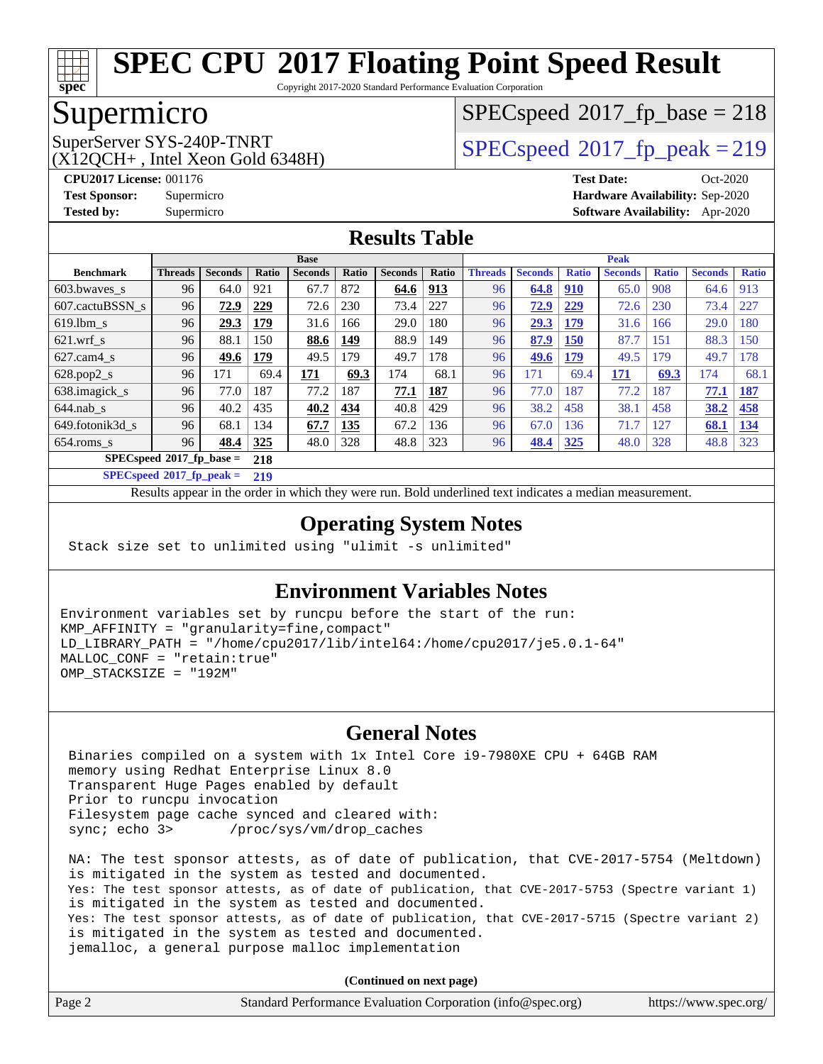# SPEC CPU 2017 Floating Point Speed Result

Copyright 2017-2020 Standard Performance Evaluation Corporation

## Supermicro

SuperServer SYS-240P-TNRT
(X12QCH+ , Intel Xeon Gold 6348H)

SPECspeed 2017_fp_base = 218

SPECspeed 2017_fp_peak = 219

**CPU2017 License:** 001176
**Test Sponsor:** Supermicro
**Tested by:** Supermicro

**Test Date:** Oct-2020
**Hardware Availability:** Sep-2020
**Software Availability:** Apr-2020

## Results Table

| Benchmark | Base | | | | | | | Peak | | | | | | |
|---|---|---|---|---|---|---|---|---|---|---|---|---|---|---|
| | Threads | Seconds | Ratio | Seconds | Ratio | Seconds | Ratio | Threads | Seconds | Ratio | Seconds | Ratio | Seconds | Ratio |
| 603.bwaves_s | 96 | 64.0 | 921 | 67.7 | 872 | **64.6** | **913** | 96 | **64.8** | **910** | 65.0 | 908 | 64.6 | 913 |
| 607.cactuBSSN_s | 96 | **72.9** | **229** | 72.6 | 230 | 73.4 | 227 | 96 | **72.9** | **229** | 72.6 | 230 | 73.4 | 227 |
| 619.lbm_s | 96 | **29.3** | **179** | 31.6 | 166 | 29.0 | 180 | 96 | **29.3** | **179** | 31.6 | 166 | 29.0 | 180 |
| 621.wrf_s | 96 | 88.1 | 150 | **88.6** | **149** | 88.9 | 149 | 96 | **87.9** | **150** | 87.7 | 151 | 88.3 | 150 |
| 627.cam4_s | 96 | **49.6** | **179** | 49.5 | 179 | 49.7 | 178 | 96 | **49.6** | **179** | 49.5 | 179 | 49.7 | 178 |
| 628.pop2_s | 96 | 171 | 69.4 | **171** | **69.3** | 174 | 68.1 | 96 | 171 | 69.4 | **171** | **69.3** | 174 | 68.1 |
| 638.imagick_s | 96 | 77.0 | 187 | 77.2 | 187 | **77.1** | **187** | 96 | 77.0 | 187 | 77.2 | 187 | **77.1** | **187** |
| 644.nab_s | 96 | 40.2 | 435 | **40.2** | **434** | 40.8 | 429 | 96 | 38.2 | 458 | 38.1 | 458 | **38.2** | **458** |
| 649.fotonik3d_s | 96 | 68.1 | 134 | **67.7** | **135** | 67.2 | 136 | 96 | 67.0 | 136 | 71.7 | 127 | **68.1** | **134** |
| 654.roms_s | 96 | **48.4** | **325** | 48.0 | 328 | 48.8 | 323 | 96 | **48.4** | **325** | 48.0 | 328 | 48.8 | 323 |

**SPECspeed 2017_fp_base = 218**

**SPECspeed 2017_fp_peak = 219**

Results appear in the order in which they were run. Bold underlined text indicates a median measurement.

## Operating System Notes

```
Stack size set to unlimited using "ulimit -s unlimited"
```

## Environment Variables Notes

```
Environment variables set by runcpu before the start of the run:
KMP_AFFINITY = "granularity=fine,compact"
LD_LIBRARY_PATH = "/home/cpu2017/lib/intel64:/home/cpu2017/je5.0.1-64"
MALLOC_CONF = "retain:true"
OMP_STACKSIZE = "192M"
```

## General Notes

```
Binaries compiled on a system with 1x Intel Core i9-7980XE CPU + 64GB RAM
memory using Redhat Enterprise Linux 8.0
Transparent Huge Pages enabled by default
Prior to runcpu invocation
Filesystem page cache synced and cleared with:
sync; echo 3>       /proc/sys/vm/drop_caches

NA: The test sponsor attests, as of date of publication, that CVE-2017-5754 (Meltdown)
is mitigated in the system as tested and documented.
Yes: The test sponsor attests, as of date of publication, that CVE-2017-5753 (Spectre variant 1)
is mitigated in the system as tested and documented.
Yes: The test sponsor attests, as of date of publication, that CVE-2017-5715 (Spectre variant 2)
is mitigated in the system as tested and documented.
jemalloc, a general purpose malloc implementation
```

**(Continued on next page)**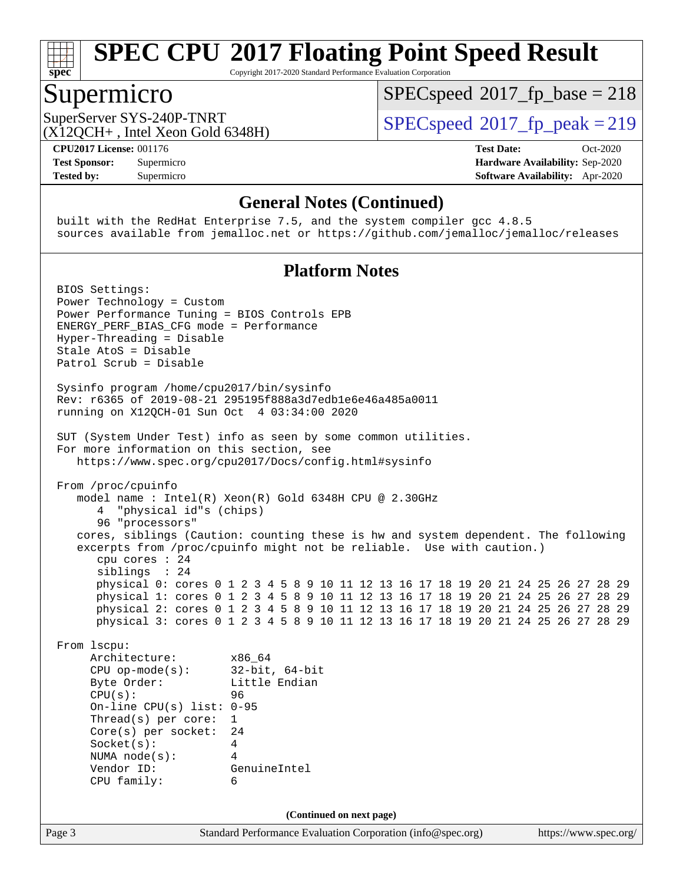# SPEC CPU 2017 Floating Point Speed Result

Copyright 2017-2020 Standard Performance Evaluation Corporation

## Supermicro

SuperServer SYS-240P-TNRT
(X12QCH+ , Intel Xeon Gold 6348H)

SPECspeed 2017_fp_base = 218

SPECspeed 2017_fp_peak = 219

**CPU2017 License:** 001176
**Test Sponsor:** Supermicro
**Tested by:** Supermicro

**Test Date:** Oct-2020
**Hardware Availability:** Sep-2020
**Software Availability:** Apr-2020

### General Notes (Continued)

```
built with the RedHat Enterprise 7.5, and the system compiler gcc 4.8.5
sources available from jemalloc.net or https://github.com/jemalloc/jemalloc/releases
```

### Platform Notes

```
BIOS Settings:
Power Technology = Custom
Power Performance Tuning = BIOS Controls EPB
ENERGY_PERF_BIAS_CFG mode = Performance
Hyper-Threading = Disable
Stale AtoS = Disable
Patrol Scrub = Disable

Sysinfo program /home/cpu2017/bin/sysinfo
Rev: r6365 of 2019-08-21 295195f888a3d7edb1e6e46a485a0011
running on X12QCH-01 Sun Oct  4 03:34:00 2020

SUT (System Under Test) info as seen by some common utilities.
For more information on this section, see
   https://www.spec.org/cpu2017/Docs/config.html#sysinfo

From /proc/cpuinfo
   model name : Intel(R) Xeon(R) Gold 6348H CPU @ 2.30GHz
      4  "physical id"s (chips)
      96 "processors"
   cores, siblings (Caution: counting these is hw and system dependent. The following
   excerpts from /proc/cpuinfo might not be reliable.  Use with caution.)
      cpu cores : 24
      siblings  : 24
      physical 0: cores 0 1 2 3 4 5 8 9 10 11 12 13 16 17 18 19 20 21 24 25 26 27 28 29
      physical 1: cores 0 1 2 3 4 5 8 9 10 11 12 13 16 17 18 19 20 21 24 25 26 27 28 29
      physical 2: cores 0 1 2 3 4 5 8 9 10 11 12 13 16 17 18 19 20 21 24 25 26 27 28 29
      physical 3: cores 0 1 2 3 4 5 8 9 10 11 12 13 16 17 18 19 20 21 24 25 26 27 28 29

From lscpu:
     Architecture:        x86_64
     CPU op-mode(s):      32-bit, 64-bit
     Byte Order:          Little Endian
     CPU(s):              96
     On-line CPU(s) list: 0-95
     Thread(s) per core:  1
     Core(s) per socket:  24
     Socket(s):           4
     NUMA node(s):        4
     Vendor ID:           GenuineIntel
     CPU family:          6
```

(Continued on next page)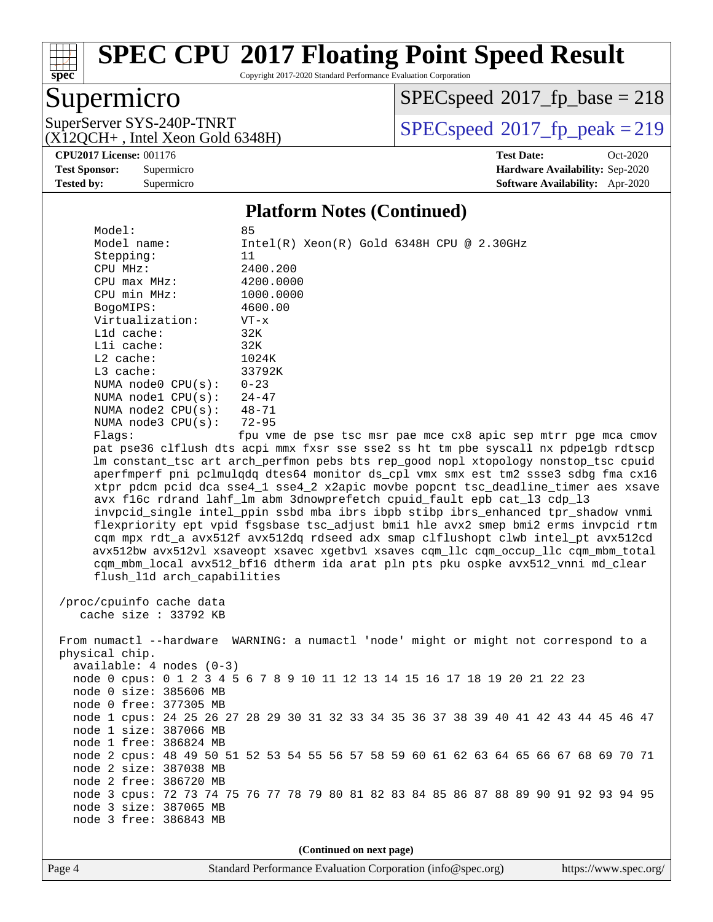# SPEC CPU 2017 Floating Point Speed Result

Copyright 2017-2020 Standard Performance Evaluation Corporation

## Supermicro

SuperServer SYS-240P-TNRT
(X12QCH+ , Intel Xeon Gold 6348H)

SPECspeed 2017_fp_base = 218

SPECspeed 2017_fp_peak = 219

**CPU2017 License:** 001176
**Test Sponsor:** Supermicro
**Tested by:** Supermicro

**Test Date:** Oct-2020
**Hardware Availability:** Sep-2020
**Software Availability:** Apr-2020

### Platform Notes (Continued)

```
      Model:                85
      Model name:           Intel(R) Xeon(R) Gold 6348H CPU @ 2.30GHz
      Stepping:             11
      CPU MHz:              2400.200
      CPU max MHz:          4200.0000
      CPU min MHz:          1000.0000
      BogoMIPS:             4600.00
      Virtualization:       VT-x
      L1d cache:            32K
      L1i cache:            32K
      L2 cache:             1024K
      L3 cache:             33792K
      NUMA node0 CPU(s):    0-23
      NUMA node1 CPU(s):    24-47
      NUMA node2 CPU(s):    48-71
      NUMA node3 CPU(s):    72-95
      Flags:                fpu vme de pse tsc msr pae mce cx8 apic sep mtrr pge mca cmov
      pat pse36 clflush dts acpi mmx fxsr sse sse2 ss ht tm pbe syscall nx pdpe1gb rdtscp
      lm constant_tsc art arch_perfmon pebs bts rep_good nopl xtopology nonstop_tsc cpuid
      aperfmperf pni pclmulqdq dtes64 monitor ds_cpl vmx smx est tm2 ssse3 sdbg fma cx16
      xtpr pdcm pcid dca sse4_1 sse4_2 x2apic movbe popcnt tsc_deadline_timer aes xsave
      avx f16c rdrand lahf_lm abm 3dnowprefetch cpuid_fault epb cat_l3 cdp_l3
      invpcid_single intel_ppin ssbd mba ibrs ibpb stibp ibrs_enhanced tpr_shadow vnmi
      flexpriority ept vpid fsgsbase tsc_adjust bmi1 hle avx2 smep bmi2 erms invpcid rtm
      cqm mpx rdt_a avx512f avx512dq rdseed adx smap clflushopt clwb intel_pt avx512cd
      avx512bw avx512vl xsaveopt xsavec xgetbv1 xsaves cqm_llc cqm_occup_llc cqm_mbm_total
      cqm_mbm_local avx512_bf16 dtherm ida arat pln pts pku ospke avx512_vnni md_clear
      flush_l1d arch_capabilities

 /proc/cpuinfo cache data
    cache size : 33792 KB

 From numactl --hardware  WARNING: a numactl 'node' might or might not correspond to a
 physical chip.
   available: 4 nodes (0-3)
   node 0 cpus: 0 1 2 3 4 5 6 7 8 9 10 11 12 13 14 15 16 17 18 19 20 21 22 23
   node 0 size: 385606 MB
   node 0 free: 377305 MB
   node 1 cpus: 24 25 26 27 28 29 30 31 32 33 34 35 36 37 38 39 40 41 42 43 44 45 46 47
   node 1 size: 387066 MB
   node 1 free: 386824 MB
   node 2 cpus: 48 49 50 51 52 53 54 55 56 57 58 59 60 61 62 63 64 65 66 67 68 69 70 71
   node 2 size: 387038 MB
   node 2 free: 386720 MB
   node 3 cpus: 72 73 74 75 76 77 78 79 80 81 82 83 84 85 86 87 88 89 90 91 92 93 94 95
   node 3 size: 387065 MB
   node 3 free: 386843 MB
```

**(Continued on next page)**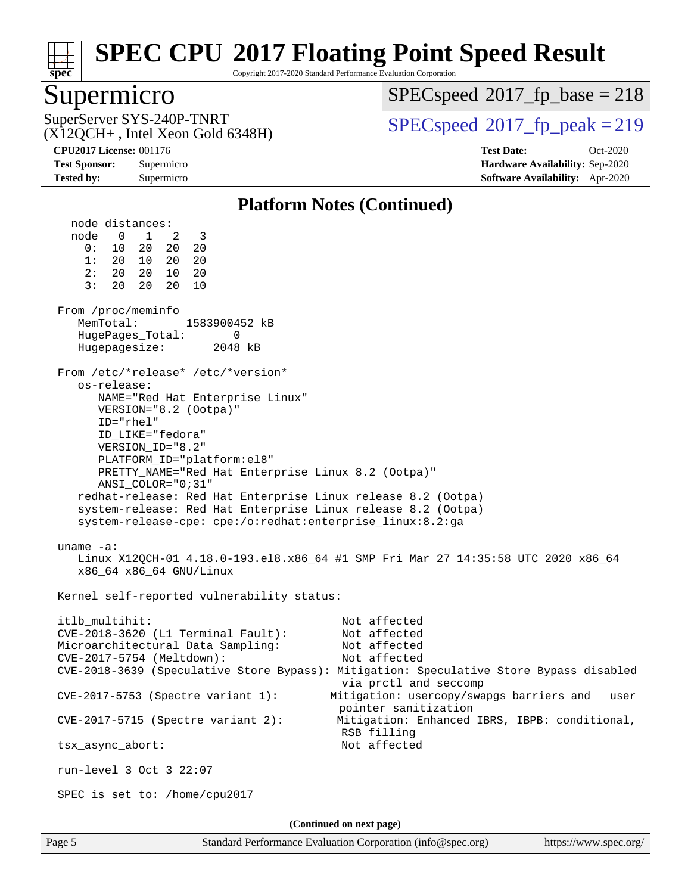## Platform Notes (Continued)

```
  node distances:
  node   0   1   2   3
    0:  10  20  20  20
    1:  20  10  20  20
    2:  20  20  10  20
    3:  20  20  20  10

From /proc/meminfo
   MemTotal:       1583900452 kB
   HugePages_Total:       0
   Hugepagesize:       2048 kB

From /etc/*release* /etc/*version*
   os-release:
      NAME="Red Hat Enterprise Linux"
      VERSION="8.2 (Ootpa)"
      ID="rhel"
      ID_LIKE="fedora"
      VERSION_ID="8.2"
      PLATFORM_ID="platform:el8"
      PRETTY_NAME="Red Hat Enterprise Linux 8.2 (Ootpa)"
      ANSI_COLOR="0;31"
   redhat-release: Red Hat Enterprise Linux release 8.2 (Ootpa)
   system-release: Red Hat Enterprise Linux release 8.2 (Ootpa)
   system-release-cpe: cpe:/o:redhat:enterprise_linux:8.2:ga

uname -a:
   Linux X12QCH-01 4.18.0-193.el8.x86_64 #1 SMP Fri Mar 27 14:35:58 UTC 2020 x86_64
   x86_64 x86_64 GNU/Linux

Kernel self-reported vulnerability status:

itlb_multihit:                                         Not affected
CVE-2018-3620 (L1 Terminal Fault):                     Not affected
Microarchitectural Data Sampling:                      Not affected
CVE-2017-5754 (Meltdown):                              Not affected
CVE-2018-3639 (Speculative Store Bypass): Mitigation: Speculative Store Bypass disabled
                                                       via prctl and seccomp
CVE-2017-5753 (Spectre variant 1):                    Mitigation: usercopy/swapgs barriers and __user
                                                       pointer sanitization
CVE-2017-5715 (Spectre variant 2):                    Mitigation: Enhanced IBRS, IBPB: conditional,
                                                       RSB filling
tsx_async_abort:                                       Not affected

run-level 3 Oct 3 22:07

SPEC is set to: /home/cpu2017
```

(Continued on next page)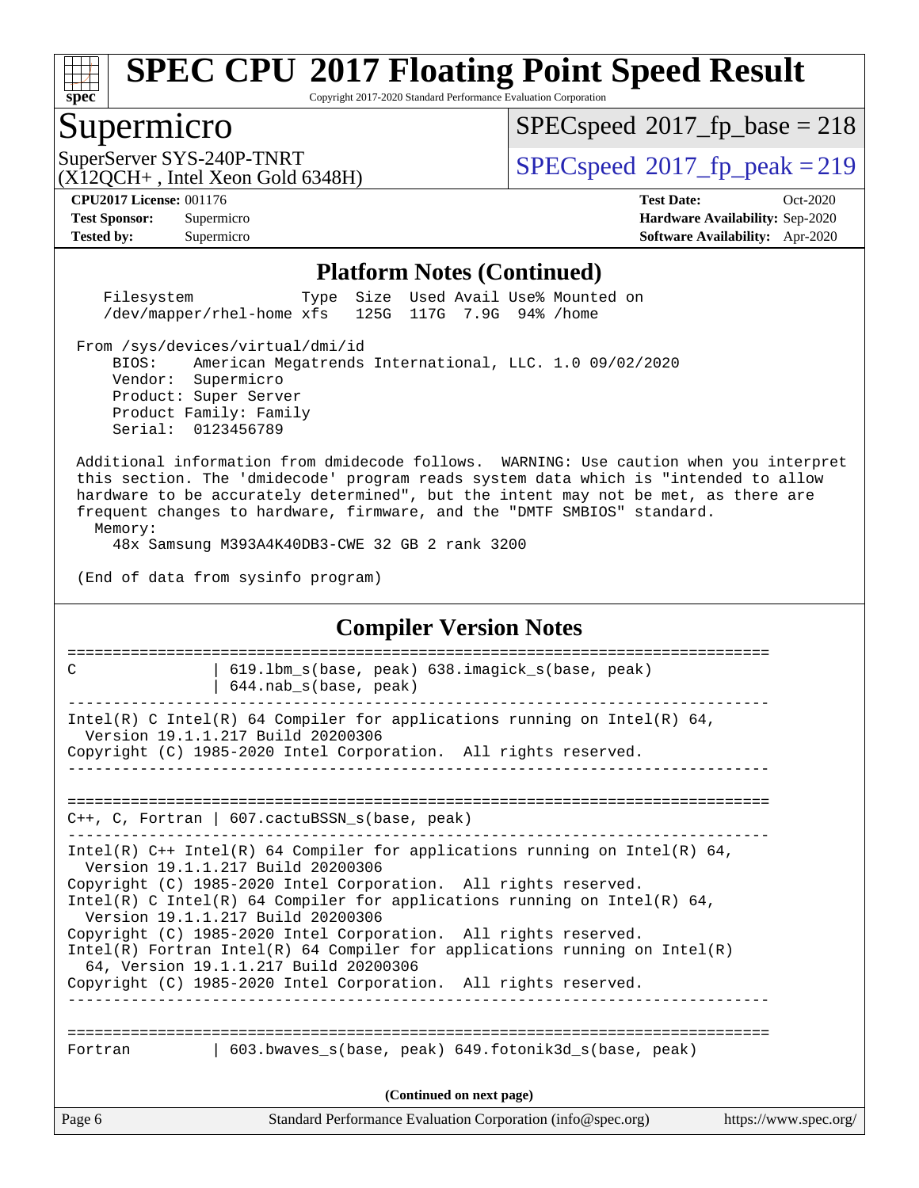## Platform Notes (Continued)

```
    Filesystem            Type  Size  Used Avail Use% Mounted on
    /dev/mapper/rhel-home xfs   125G  117G  7.9G  94% /home

 From /sys/devices/virtual/dmi/id
     BIOS:    American Megatrends International, LLC. 1.0 09/02/2020
     Vendor:  Supermicro
     Product: Super Server
     Product Family: Family
     Serial:  0123456789

 Additional information from dmidecode follows.  WARNING: Use caution when you interpret
 this section. The 'dmidecode' program reads system data which is "intended to allow
 hardware to be accurately determined", but the intent may not be met, as there are
 frequent changes to hardware, firmware, and the "DMTF SMBIOS" standard.
   Memory:
     48x Samsung M393A4K40DB3-CWE 32 GB 2 rank 3200

 (End of data from sysinfo program)
```

## Compiler Version Notes

```
==============================================================================
C                | 619.lbm_s(base, peak) 638.imagick_s(base, peak)
                 | 644.nab_s(base, peak)
------------------------------------------------------------------------------
Intel(R) C Intel(R) 64 Compiler for applications running on Intel(R) 64,
  Version 19.1.1.217 Build 20200306
Copyright (C) 1985-2020 Intel Corporation.  All rights reserved.
------------------------------------------------------------------------------

==============================================================================
C++, C, Fortran | 607.cactuBSSN_s(base, peak)
------------------------------------------------------------------------------
Intel(R) C++ Intel(R) 64 Compiler for applications running on Intel(R) 64,
  Version 19.1.1.217 Build 20200306
Copyright (C) 1985-2020 Intel Corporation.  All rights reserved.
Intel(R) C Intel(R) 64 Compiler for applications running on Intel(R) 64,
  Version 19.1.1.217 Build 20200306
Copyright (C) 1985-2020 Intel Corporation.  All rights reserved.
Intel(R) Fortran Intel(R) 64 Compiler for applications running on Intel(R)
  64, Version 19.1.1.217 Build 20200306
Copyright (C) 1985-2020 Intel Corporation.  All rights reserved.
------------------------------------------------------------------------------

==============================================================================
Fortran         | 603.bwaves_s(base, peak) 649.fotonik3d_s(base, peak)
```

(Continued on next page)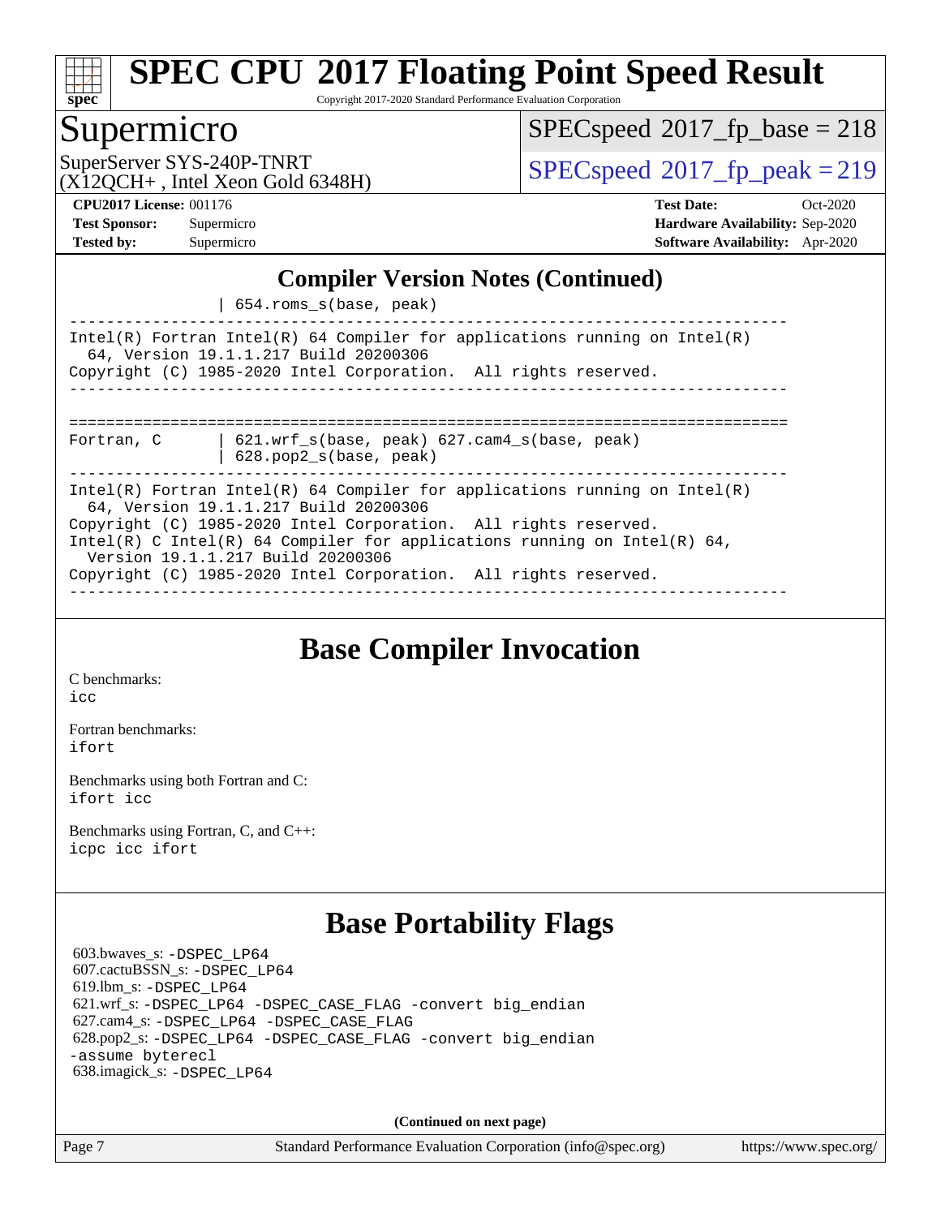# SPEC CPU 2017 Floating Point Speed Result

Copyright 2017-2020 Standard Performance Evaluation Corporation

## Supermicro

SuperServer SYS-240P-TNRT
(X12QCH+ , Intel Xeon Gold 6348H)

SPECspeed 2017_fp_base = 218

SPECspeed 2017_fp_peak = 219

**CPU2017 License:** 001176
**Test Sponsor:** Supermicro
**Tested by:** Supermicro

**Test Date:** Oct-2020
**Hardware Availability:** Sep-2020
**Software Availability:** Apr-2020

### Compiler Version Notes (Continued)

```
                | 654.roms_s(base, peak)
------------------------------------------------------------------------------
Intel(R) Fortran Intel(R) 64 Compiler for applications running on Intel(R)
  64, Version 19.1.1.217 Build 20200306
Copyright (C) 1985-2020 Intel Corporation.  All rights reserved.
------------------------------------------------------------------------------

==============================================================================
Fortran, C      | 621.wrf_s(base, peak) 627.cam4_s(base, peak)
                | 628.pop2_s(base, peak)
------------------------------------------------------------------------------
Intel(R) Fortran Intel(R) 64 Compiler for applications running on Intel(R)
  64, Version 19.1.1.217 Build 20200306
Copyright (C) 1985-2020 Intel Corporation.  All rights reserved.
Intel(R) C Intel(R) 64 Compiler for applications running on Intel(R) 64,
  Version 19.1.1.217 Build 20200306
Copyright (C) 1985-2020 Intel Corporation.  All rights reserved.
------------------------------------------------------------------------------
```

## Base Compiler Invocation

C benchmarks:
icc

Fortran benchmarks:
ifort

Benchmarks using both Fortran and C:
ifort icc

Benchmarks using Fortran, C, and C++:
icpc icc ifort

## Base Portability Flags

603.bwaves_s: -DSPEC_LP64
607.cactuBSSN_s: -DSPEC_LP64
619.lbm_s: -DSPEC_LP64
621.wrf_s: -DSPEC_LP64 -DSPEC_CASE_FLAG -convert big_endian
627.cam4_s: -DSPEC_LP64 -DSPEC_CASE_FLAG
628.pop2_s: -DSPEC_LP64 -DSPEC_CASE_FLAG -convert big_endian -assume byterecl
638.imagick_s: -DSPEC_LP64

**(Continued on next page)**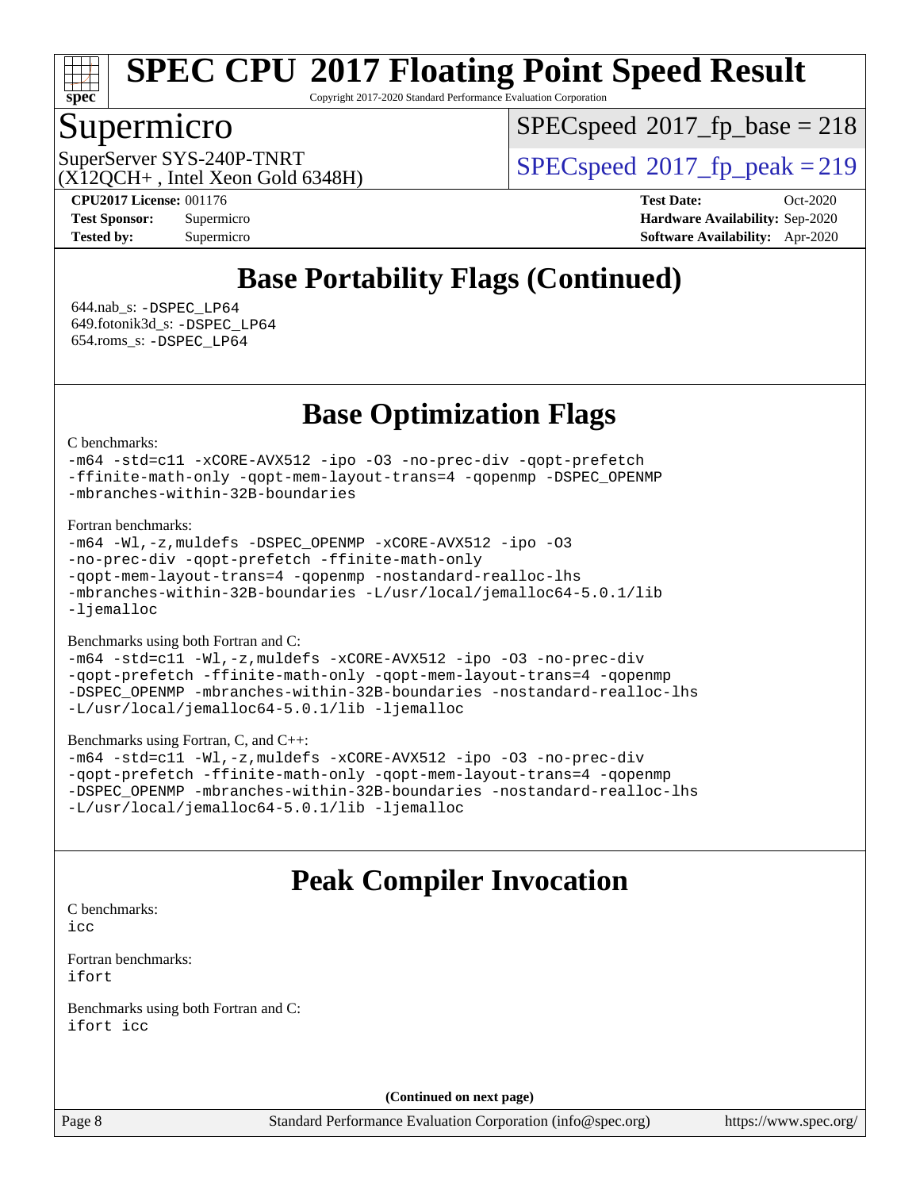# Base Portability Flags (Continued)

644.nab_s: -DSPEC_LP64
649.fotonik3d_s: -DSPEC_LP64
654.roms_s: -DSPEC_LP64

# Base Optimization Flags

C benchmarks:

```
-m64 -std=c11 -xCORE-AVX512 -ipo -O3 -no-prec-div -qopt-prefetch
-ffinite-math-only -qopt-mem-layout-trans=4 -qopenmp -DSPEC_OPENMP
-mbranches-within-32B-boundaries
```

Fortran benchmarks:

```
-m64 -Wl,-z,muldefs -DSPEC_OPENMP -xCORE-AVX512 -ipo -O3
-no-prec-div -qopt-prefetch -ffinite-math-only
-qopt-mem-layout-trans=4 -qopenmp -nostandard-realloc-lhs
-mbranches-within-32B-boundaries -L/usr/local/jemalloc64-5.0.1/lib
-ljemalloc
```

Benchmarks using both Fortran and C:

```
-m64 -std=c11 -Wl,-z,muldefs -xCORE-AVX512 -ipo -O3 -no-prec-div
-qopt-prefetch -ffinite-math-only -qopt-mem-layout-trans=4 -qopenmp
-DSPEC_OPENMP -mbranches-within-32B-boundaries -nostandard-realloc-lhs
-L/usr/local/jemalloc64-5.0.1/lib -ljemalloc
```

Benchmarks using Fortran, C, and C++:

```
-m64 -std=c11 -Wl,-z,muldefs -xCORE-AVX512 -ipo -O3 -no-prec-div
-qopt-prefetch -ffinite-math-only -qopt-mem-layout-trans=4 -qopenmp
-DSPEC_OPENMP -mbranches-within-32B-boundaries -nostandard-realloc-lhs
-L/usr/local/jemalloc64-5.0.1/lib -ljemalloc
```

# Peak Compiler Invocation

C benchmarks:
icc

Fortran benchmarks:
ifort

Benchmarks using both Fortran and C:
ifort icc

**(Continued on next page)**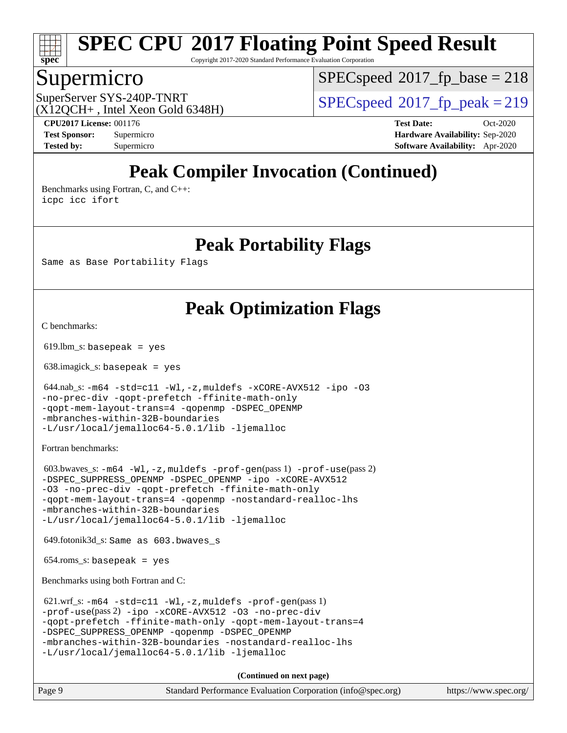# Peak Compiler Invocation (Continued)

Benchmarks using Fortran, C, and C++:
icpc icc ifort

# Peak Portability Flags

Same as Base Portability Flags

# Peak Optimization Flags

C benchmarks:

619.lbm_s: basepeak = yes

638.imagick_s: basepeak = yes

644.nab_s: -m64 -std=c11 -Wl,-z,muldefs -xCORE-AVX512 -ipo -O3
-no-prec-div -qopt-prefetch -ffinite-math-only
-qopt-mem-layout-trans=4 -qopenmp -DSPEC_OPENMP
-mbranches-within-32B-boundaries
-L/usr/local/jemalloc64-5.0.1/lib -ljemalloc

Fortran benchmarks:

603.bwaves_s: -m64 -Wl,-z,muldefs -prof-gen(pass 1) -prof-use(pass 2)
-DSPEC_SUPPRESS_OPENMP -DSPEC_OPENMP -ipo -xCORE-AVX512
-O3 -no-prec-div -qopt-prefetch -ffinite-math-only
-qopt-mem-layout-trans=4 -qopenmp -nostandard-realloc-lhs
-mbranches-within-32B-boundaries
-L/usr/local/jemalloc64-5.0.1/lib -ljemalloc

649.fotonik3d_s: Same as 603.bwaves_s

654.roms_s: basepeak = yes

Benchmarks using both Fortran and C:

621.wrf_s: -m64 -std=c11 -Wl,-z,muldefs -prof-gen(pass 1)
-prof-use(pass 2) -ipo -xCORE-AVX512 -O3 -no-prec-div
-qopt-prefetch -ffinite-math-only -qopt-mem-layout-trans=4
-DSPEC_SUPPRESS_OPENMP -qopenmp -DSPEC_OPENMP
-mbranches-within-32B-boundaries -nostandard-realloc-lhs
-L/usr/local/jemalloc64-5.0.1/lib -ljemalloc

**(Continued on next page)**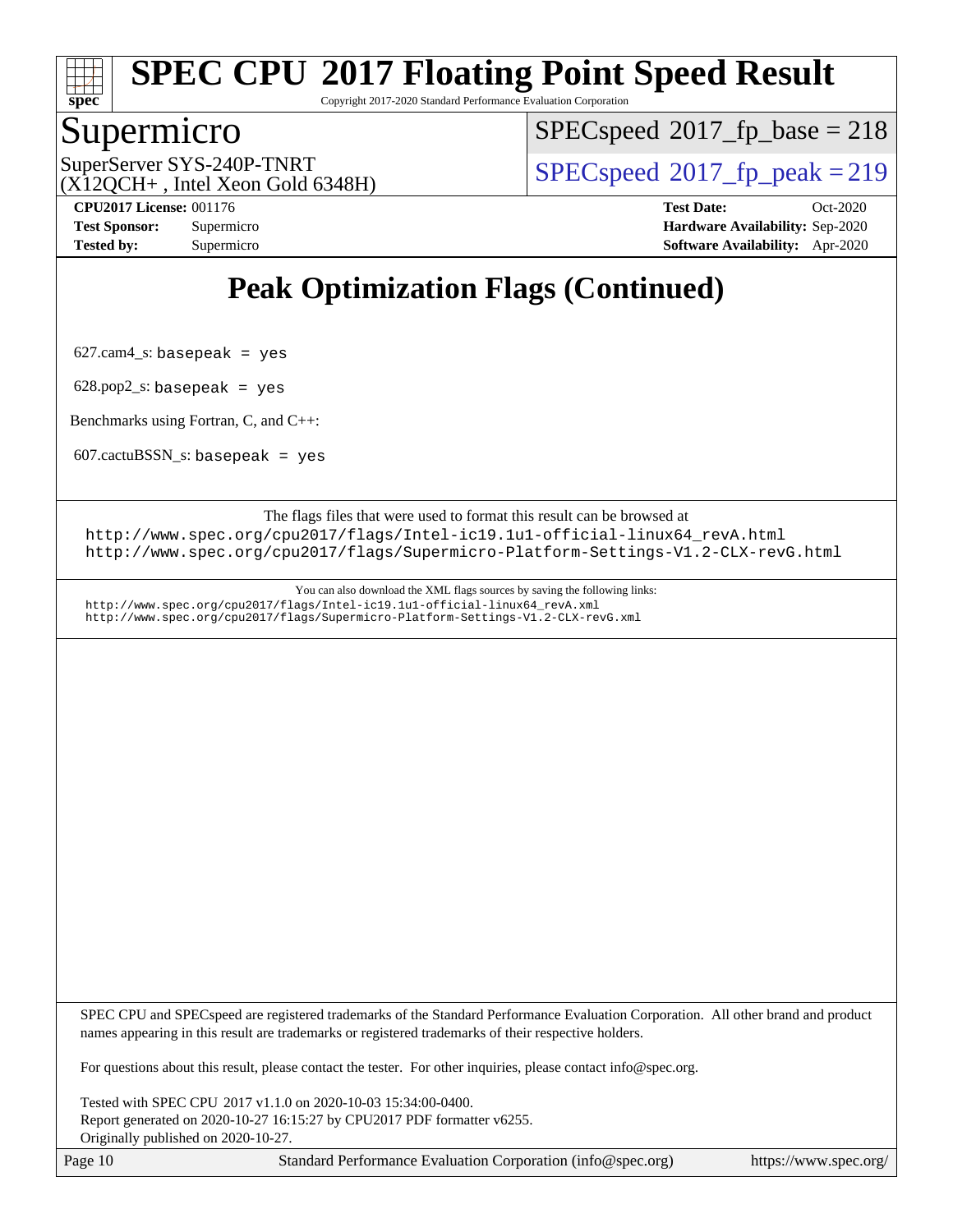# Peak Optimization Flags (Continued)

627.cam4_s: `basepeak = yes`

628.pop2_s: `basepeak = yes`

Benchmarks using Fortran, C, and C++:

607.cactuBSSN_s: `basepeak = yes`

The flags files that were used to format this result can be browsed at

http://www.spec.org/cpu2017/flags/Intel-ic19.1u1-official-linux64_revA.html
http://www.spec.org/cpu2017/flags/Supermicro-Platform-Settings-V1.2-CLX-revG.html

You can also download the XML flags sources by saving the following links:

http://www.spec.org/cpu2017/flags/Intel-ic19.1u1-official-linux64_revA.xml
http://www.spec.org/cpu2017/flags/Supermicro-Platform-Settings-V1.2-CLX-revG.xml

SPEC CPU and SPECspeed are registered trademarks of the Standard Performance Evaluation Corporation. All other brand and product names appearing in this result are trademarks or registered trademarks of their respective holders.

For questions about this result, please contact the tester. For other inquiries, please contact info@spec.org.

Tested with SPEC CPU 2017 v1.1.0 on 2020-10-03 15:34:00-0400.
Report generated on 2020-10-27 16:15:27 by CPU2017 PDF formatter v6255.
Originally published on 2020-10-27.